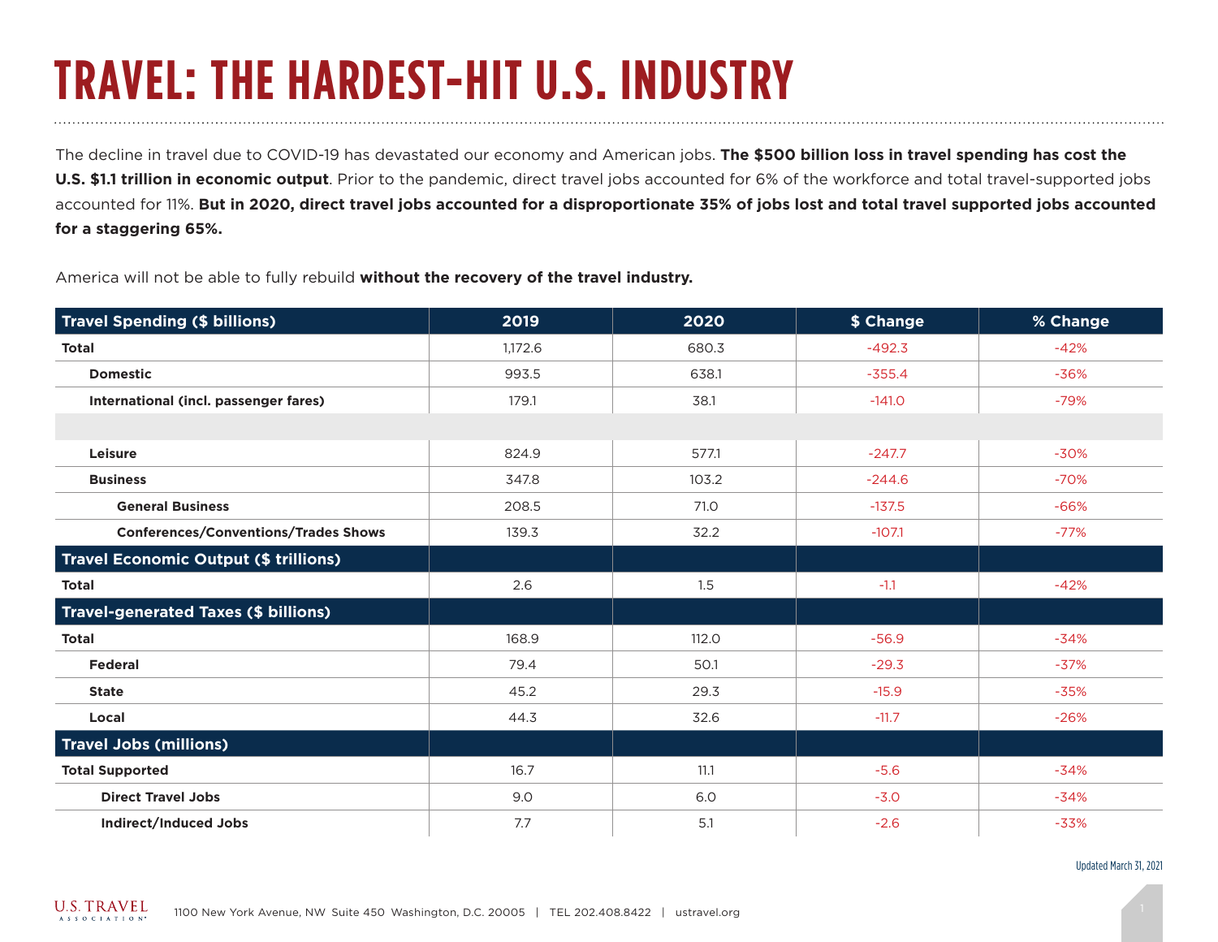# TRAVEL: THE HARDEST-HIT U.S. INDUSTRY

The decline in travel due to COVID-19 has devastated our economy and American jobs. **The $500 billion loss in travel spending has cost the U.S. $1.1 trillion in economic output**. Prior to the pandemic, direct travel jobs accounted for 6% of the workforce and total travel-supported jobs accounted for 11%. **But in 2020, direct travel jobs accounted for a disproportionate 35% of jobs lost and total travel supported jobs accounted for a staggering 65%.**

America will not be able to fully rebuild **without the recovery of the travel industry.**

| Travel Spending ($ billions) | 2019 | 2020 | $ Change | % Change |
|---|---|---|---|---|
| **Total** | 1,172.6 | 680.3 | -492.3 | -42% |
| **Domestic** | 993.5 | 638.1 | -355.4 | -36% |
| **International (incl. passenger fares)** | 179.1 | 38.1 | -141.0 | -79% |
| | | | | |
| **Leisure** | 824.9 | 577.1 | -247.7 | -30% |
| **Business** | 347.8 | 103.2 | -244.6 | -70% |
| **General Business** | 208.5 | 71.0 | -137.5 | -66% |
| **Conferences/Conventions/Trades Shows** | 139.3 | 32.2 | -107.1 | -77% |
| **Travel Economic Output ($ trillions)** | | | | |
| **Total** | 2.6 | 1.5 | -1.1 | -42% |
| **Travel-generated Taxes ($ billions)** | | | | |
| **Total** | 168.9 | 112.0 | -56.9 | -34% |
| **Federal** | 79.4 | 50.1 | -29.3 | -37% |
| **State** | 45.2 | 29.3 | -15.9 | -35% |
| **Local** | 44.3 | 32.6 | -11.7 | -26% |
| **Travel Jobs (millions)** | | | | |
| **Total Supported** | 16.7 | 11.1 | -5.6 | -34% |
| **Direct Travel Jobs** | 9.0 | 6.0 | -3.0 | -34% |
| **Indirect/Induced Jobs** | 7.7 | 5.1 | -2.6 | -33% |

Updated March 31, 2021

U.S. TRAVEL ASSOCIATION 1100 New York Avenue, NW Suite 450 Washington, D.C. 20005 | TEL 202.408.8422 | ustravel.org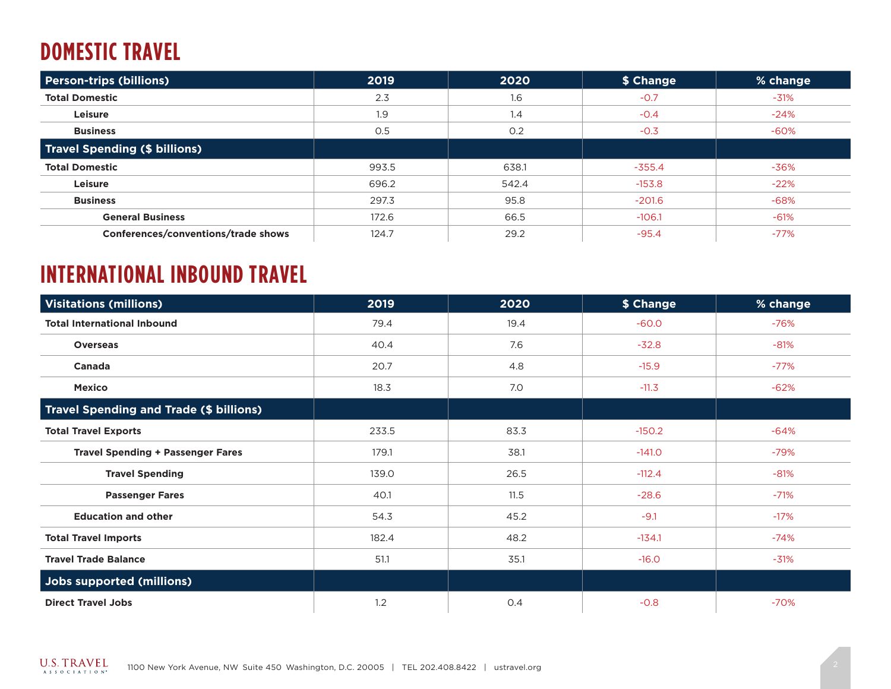# DOMESTIC TRAVEL

| Person-trips (billions) | 2019 | 2020 | $ Change | % change |
|---|---|---|---|---|
| **Total Domestic** | 2.3 | 1.6 | -0.7 | -31% |
| **Leisure** | 1.9 | 1.4 | -0.4 | -24% |
| **Business** | 0.5 | 0.2 | -0.3 | -60% |
| **Travel Spending ($ billions)** | | | | |
| **Total Domestic** | 993.5 | 638.1 | -355.4 | -36% |
| **Leisure** | 696.2 | 542.4 | -153.8 | -22% |
| **Business** | 297.3 | 95.8 | -201.6 | -68% |
| **General Business** | 172.6 | 66.5 | -106.1 | -61% |
| **Conferences/conventions/trade shows** | 124.7 | 29.2 | -95.4 | -77% |

# INTERNATIONAL INBOUND TRAVEL

| Visitations (millions) | 2019 | 2020 | $ Change | % change |
|---|---|---|---|---|
| **Total International Inbound** | 79.4 | 19.4 | -60.0 | -76% |
| **Overseas** | 40.4 | 7.6 | -32.8 | -81% |
| **Canada** | 20.7 | 4.8 | -15.9 | -77% |
| **Mexico** | 18.3 | 7.0 | -11.3 | -62% |
| **Travel Spending and Trade ($ billions)** | | | | |
| **Total Travel Exports** | 233.5 | 83.3 | -150.2 | -64% |
| **Travel Spending + Passenger Fares** | 179.1 | 38.1 | -141.0 | -79% |
| **Travel Spending** | 139.0 | 26.5 | -112.4 | -81% |
| **Passenger Fares** | 40.1 | 11.5 | -28.6 | -71% |
| **Education and other** | 54.3 | 45.2 | -9.1 | -17% |
| **Total Travel Imports** | 182.4 | 48.2 | -134.1 | -74% |
| **Travel Trade Balance** | 51.1 | 35.1 | -16.0 | -31% |
| **Jobs supported (millions)** | | | | |
| **Direct Travel Jobs** | 1.2 | 0.4 | -0.8 | -70% |

U.S. TRAVEL ASSOCIATION 1100 New York Avenue, NW Suite 450 Washington, D.C. 20005 | TEL 202.408.8422 | ustravel.org